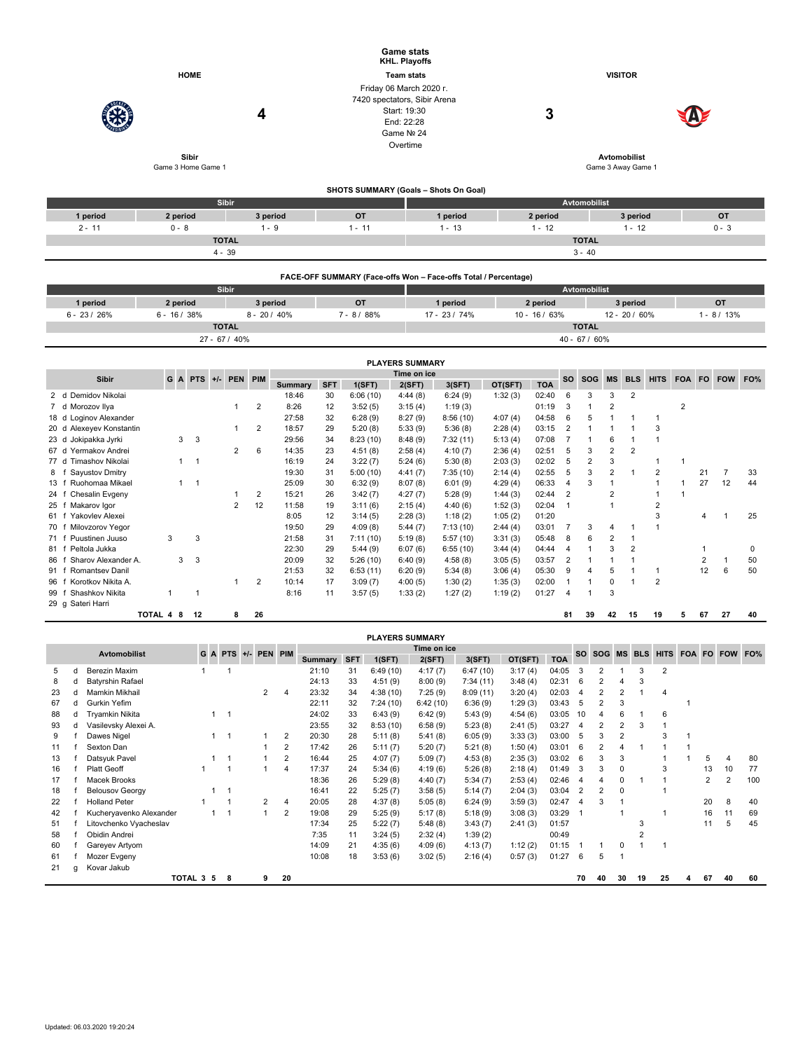# Game stats
## KHL. Playoffs

| HOME | Team stats | VISITOR |
|---|---|---|
| Sibir | Friday 06 March 2020 г. | Avtomobilist |
| Game 3 Home Game 1 | 7420 spectators, Sibir Arena | Game 3 Away Game 1 |
| **4** | Start: 19:30 | **3** |
| | End: 22:28 | |
| | Game № 24 | |
| | Overtime | |

### SHOTS SUMMARY (Goals – Shots On Goal)

| Sibir | | | | Avtomobilist | | | |
|---|---|---|---|---|---|---|---|
| 1 period | 2 period | 3 period | OT | 1 period | 2 period | 3 period | OT |
| 2 - 11 | 0 - 8 | 1 - 9 | 1 - 11 | 1 - 13 | 1 - 12 | 1 - 12 | 0 - 3 |
| TOTAL | | | | TOTAL | | | |
| 4 - 39 | | | | 3 - 40 | | | |

### FACE-OFF SUMMARY (Face-offs Won – Face-offs Total / Percentage)

| Sibir | | | | Avtomobilist | | | |
|---|---|---|---|---|---|---|---|
| 1 period | 2 period | 3 period | OT | 1 period | 2 period | 3 period | OT |
| 6 - 23 / 26% | 6 - 16 / 38% | 8 - 20 / 40% | 7 - 8 / 88% | 17 - 23 / 74% | 10 - 16 / 63% | 12 - 20 / 60% | 1 - 8 / 13% |
| TOTAL | | | | TOTAL | | | |
| 27 - 67 / 40% | | | | 40 - 67 / 60% | | | |

### PLAYERS SUMMARY

| Sibir | G | A | PTS | +/- | PEN | PIM | Time on ice Summary | SFT | 1(SFT) | 2(SFT) | 3(SFT) | OT(SFT) | TOA | SO | SOG | MS | BLS | HITS | FOA | FO | FOW | FO% |
|---|---|---|---|---|---|---|---|---|---|---|---|---|---|---|---|---|---|---|---|---|---|---|
| 2 d Demidov Nikolai | | | | | | | 18:46 | 30 | 6:06 (10) | 4:44 (8) | 6:24 (9) | 1:32 (3) | 02:40 | 6 | 3 | 3 | 2 | | | | | |
| 7 d Morozov Ilya | | | | | 1 | 2 | 8:26 | 12 | 3:52 (5) | 3:15 (4) | 1:19 (3) | | 01:19 | 3 | 1 | 2 | | | 2 | | | |
| 18 d Loginov Alexander | | | | | | | 27:58 | 32 | 6:28 (9) | 8:27 (9) | 8:56 (10) | 4:07 (4) | 04:58 | 6 | 5 | 1 | 1 | 1 | | | | |
| 20 d Alexeyev Konstantin | | | | | 1 | 2 | 18:57 | 29 | 5:20 (8) | 5:33 (9) | 5:36 (8) | 2:28 (4) | 03:15 | 2 | 1 | 1 | 1 | 3 | | | | |
| 23 d Jokipakka Jyrki | | 3 | 3 | | | | 29:56 | 34 | 8:23 (10) | 8:48 (9) | 7:32 (11) | 5:13 (4) | 07:08 | 7 | 1 | 6 | 1 | 1 | | | | |
| 67 d Yermakov Andrei | | | | | 2 | 6 | 14:35 | 23 | 4:51 (8) | 2:58 (4) | 4:10 (7) | 2:36 (4) | 02:51 | 5 | 3 | 2 | 2 | | | | | |
| 77 d Timashov Nikolai | | 1 | 1 | | | | 16:19 | 24 | 3:22 (7) | 5:24 (6) | 5:30 (8) | 2:03 (3) | 02:02 | 5 | 2 | 3 | | 1 | 1 | | | |
| 8 f Sayustov Dmitry | | | | | | | 19:30 | 31 | 5:00 (10) | 4:41 (7) | 7:35 (10) | 2:14 (4) | 02:55 | 5 | 3 | 2 | 1 | 2 | | 21 | 7 | 33 |
| 13 f Ruohomaa Mikael | | 1 | 1 | | | | 25:09 | 30 | 6:32 (9) | 8:07 (8) | 6:01 (9) | 4:29 (4) | 06:33 | 4 | 3 | 1 | | 1 | 1 | 27 | 12 | 44 |
| 24 f Chesalin Evgeny | | | | | 1 | 2 | 15:21 | 26 | 3:42 (7) | 4:27 (7) | 5:28 (9) | 1:44 (3) | 02:44 | 2 | | 2 | | 1 | 1 | | | |
| 25 f Makarov Igor | | | | | 2 | 12 | 11:58 | 19 | 3:11 (6) | 2:15 (4) | 4:40 (6) | 1:52 (3) | 02:04 | 1 | | 1 | | 2 | | | | |
| 61 f Yakovlev Alexei | | | | | | | 8:05 | 12 | 3:14 (5) | 2:28 (3) | 1:18 (2) | 1:05 (2) | 01:20 | | | | | 3 | | 4 | 1 | 25 |
| 70 f Milovzorov Yegor | | | | | | | 19:50 | 29 | 4:09 (8) | 5:44 (7) | 7:13 (10) | 2:44 (4) | 03:01 | 7 | 3 | 4 | 1 | 1 | | | | |
| 71 f Puustinen Juuso | 3 | | 3 | | | | 21:58 | 31 | 7:11 (10) | 5:19 (8) | 5:57 (10) | 3:31 (3) | 05:48 | 8 | 6 | 2 | 1 | | | | | |
| 81 f Peltola Jukka | | | | | | | 22:30 | 29 | 5:44 (9) | 6:07 (6) | 6:55 (10) | 3:44 (4) | 04:44 | 4 | 1 | 3 | 2 | | | 1 | | 0 |
| 86 f Sharov Alexander A. | | 3 | 3 | | | | 20:09 | 32 | 5:26 (10) | 6:40 (9) | 4:58 (8) | 3:05 (5) | 03:57 | 2 | 1 | 1 | 1 | | | 2 | 1 | 50 |
| 91 f Romantsev Danil | | | | | | | 21:53 | 32 | 6:53 (11) | 6:20 (9) | 5:34 (8) | 3:06 (4) | 05:30 | 9 | 4 | 5 | 1 | 1 | | 12 | 6 | 50 |
| 96 f Korotkov Nikita A. | | | | | 1 | 2 | 10:14 | 17 | 3:09 (7) | 4:00 (5) | 1:30 (2) | 1:35 (3) | 02:00 | 1 | 1 | 0 | 1 | 2 | | | | |
| 99 f Shashkov Nikita | 1 | | 1 | | | | 8:16 | 11 | 3:57 (5) | 1:33 (2) | 1:27 (2) | 1:19 (2) | 01:27 | 4 | 1 | 3 | | | | | | |
| 29 g Sateri Harri | | | | | | | | | | | | | | | | | | | | | | |
| TOTAL | 4 | 8 | 12 | | 8 | 26 | | | | | | | | 81 | 39 | 42 | 15 | 19 | 5 | 67 | 27 | 40 |

### PLAYERS SUMMARY

| Avtomobilist | G | A | PTS | +/- | PEN | PIM | Time on ice Summary | SFT | 1(SFT) | 2(SFT) | 3(SFT) | OT(SFT) | TOA | SO | SOG | MS | BLS | HITS | FOA | FO | FOW | FO% |
|---|---|---|---|---|---|---|---|---|---|---|---|---|---|---|---|---|---|---|---|---|---|---|
| 5 d Berezin Maxim | 1 | | 1 | | | | 21:10 | 31 | 6:49 (10) | 4:17 (7) | 6:47 (10) | 3:17 (4) | 04:05 | 3 | 2 | 1 | 3 | 2 | | | | |
| 8 d Batyrshin Rafael | | | | | | | 24:13 | 33 | 4:51 (9) | 8:00 (9) | 7:34 (11) | 3:48 (4) | 02:31 | 6 | 2 | 4 | 3 | | | | | |
| 23 d Mamkin Mikhail | | | | | 2 | 4 | 23:32 | 34 | 4:38 (10) | 7:25 (9) | 8:09 (11) | 3:20 (4) | 02:03 | 4 | 2 | 2 | 1 | 4 | | | | |
| 67 d Gurkin Yefim | | | | | | | 22:11 | 32 | 7:24 (10) | 6:42 (10) | 6:36 (9) | 1:29 (3) | 03:43 | 5 | 2 | 3 | | | 1 | | | |
| 88 d Tryamkin Nikita | | 1 | 1 | | | | 24:02 | 33 | 6:43 (9) | 6:42 (9) | 5:43 (9) | 4:54 (6) | 03:05 | 10 | 4 | 6 | 1 | 6 | | | | |
| 93 d Vasilevsky Alexei A. | | | | | | | 23:55 | 32 | 8:53 (10) | 6:58 (9) | 5:23 (8) | 2:41 (5) | 03:27 | 4 | 2 | 2 | 3 | 1 | | | | |
| 9 f Dawes Nigel | | 1 | 1 | | 1 | 2 | 20:30 | 28 | 5:11 (8) | 5:41 (8) | 6:05 (9) | 3:33 (3) | 03:00 | 5 | 3 | 2 | | 3 | 1 | | | |
| 11 f Sexton Dan | | | | | 1 | 2 | 17:42 | 26 | 5:11 (7) | 5:20 (7) | 5:21 (8) | 1:50 (4) | 03:01 | 6 | 2 | 4 | 1 | 1 | 1 | | | |
| 13 f Datsyuk Pavel | | 1 | 1 | | 1 | 2 | 16:44 | 25 | 4:07 (7) | 5:09 (7) | 4:53 (8) | 2:35 (3) | 03:02 | 6 | 3 | 3 | | 1 | 1 | 5 | 4 | 80 |
| 16 f Platt Geoff | 1 | | 1 | | 1 | 4 | 17:37 | 24 | 5:34 (6) | 4:19 (6) | 5:26 (8) | 2:18 (4) | 01:49 | 3 | 3 | 0 | | 3 | | 13 | 10 | 77 |
| 17 f Macek Brooks | | | | | | | 18:36 | 26 | 5:29 (8) | 4:40 (7) | 5:34 (7) | 2:53 (4) | 02:46 | 4 | 4 | 0 | 1 | 1 | | 2 | 2 | 100 |
| 18 f Belousov Georgy | | 1 | 1 | | | | 16:41 | 22 | 5:25 (7) | 3:58 (5) | 5:14 (7) | 2:04 (3) | 03:04 | 2 | 2 | 0 | | 1 | | | | |
| 22 f Holland Peter | 1 | | 1 | | 2 | 4 | 20:05 | 28 | 4:37 (8) | 5:05 (8) | 6:24 (9) | 3:59 (3) | 02:47 | 4 | 3 | 1 | | | | 20 | 8 | 40 |
| 42 f Kucheryavenko Alexander | | 1 | 1 | | 1 | 2 | 19:08 | 29 | 5:25 (9) | 5:17 (8) | 5:18 (9) | 3:08 (3) | 03:29 | 1 | | 1 | | 1 | | 16 | 11 | 69 |
| 51 f Litovchenko Vyacheslav | | | | | | | 17:34 | 25 | 5:22 (7) | 5:48 (8) | 3:43 (7) | 2:41 (3) | 01:57 | | | | 3 | | | 11 | 5 | 45 |
| 58 f Obidin Andrei | | | | | | | 7:35 | 11 | 3:24 (5) | 2:32 (4) | 1:39 (2) | | 00:49 | | | | 2 | | | | | |
| 60 f Gareyev Artyom | | | | | | | 14:09 | 21 | 4:35 (6) | 4:09 (6) | 4:13 (7) | 1:12 (2) | 01:15 | 1 | 1 | 0 | 1 | 1 | | | | |
| 61 f Mozer Evgeny | | | | | | | 10:08 | 18 | 3:53 (6) | 3:02 (5) | 2:16 (4) | 0:57 (3) | 01:27 | 6 | 5 | 1 | | | | | | |
| 21 g Kovar Jakub | | | | | | | | | | | | | | | | | | | | | | |
| TOTAL | 3 | 5 | 8 | | 9 | 20 | | | | | | | | 70 | 40 | 30 | 19 | 25 | 4 | 67 | 40 | 60 |

Updated: 06.03.2020 19:20:24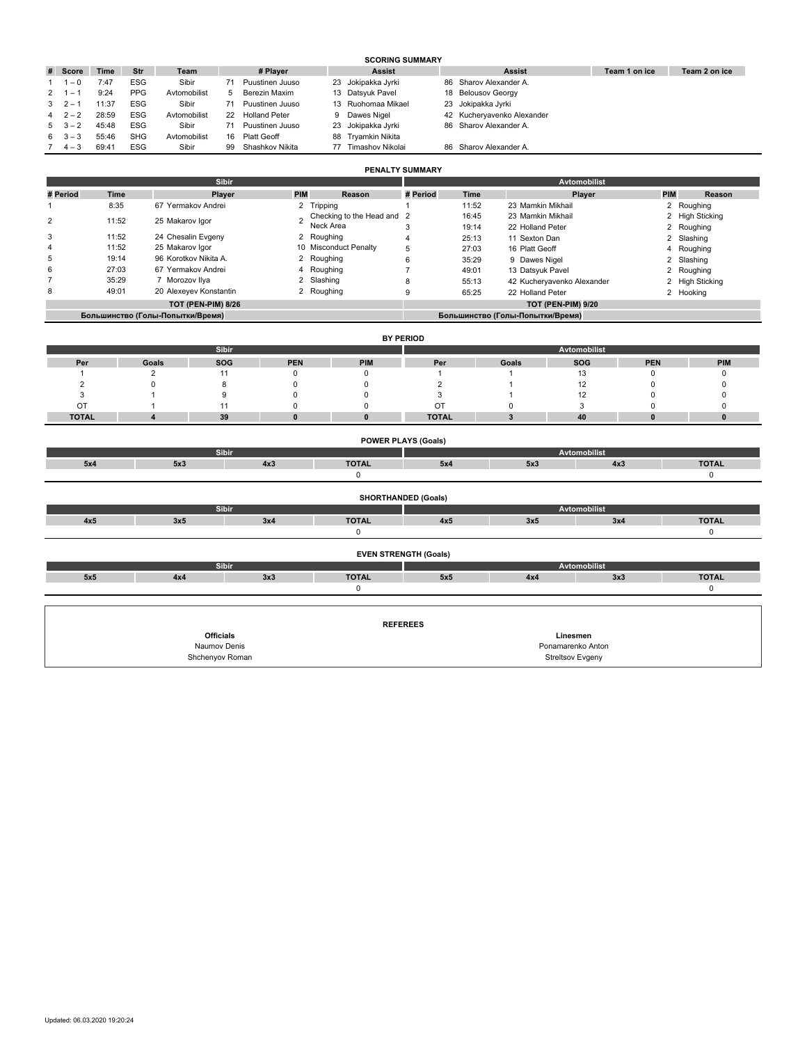## SCORING SUMMARY

| # | Score | Time | Str | Team | # Player | Assist | Assist | Team 1 on ice | Team 2 on ice |
|---|---|---|---|---|---|---|---|---|---|
| 1 | 1 – 0 | 7:47 | ESG | Sibir | 71 Puustinen Juuso | 23 Jokipakka Jyrki | 86 Sharov Alexander A. | | |
| 2 | 1 – 1 | 9:24 | PPG | Avtomobilist | 5 Berezin Maxim | 13 Datsyuk Pavel | 18 Belousov Georgy | | |
| 3 | 2 – 1 | 11:37 | ESG | Sibir | 71 Puustinen Juuso | 13 Ruohomaa Mikael | 23 Jokipakka Jyrki | | |
| 4 | 2 – 2 | 28:59 | ESG | Avtomobilist | 22 Holland Peter | 9 Dawes Nigel | 42 Kucheryavenko Alexander | | |
| 5 | 3 – 2 | 45:48 | ESG | Sibir | 71 Puustinen Juuso | 23 Jokipakka Jyrki | 86 Sharov Alexander A. | | |
| 6 | 3 – 3 | 55:46 | SHG | Avtomobilist | 16 Platt Geoff | 88 Tryamkin Nikita | | | |
| 7 | 4 – 3 | 69:41 | ESG | Sibir | 99 Shashkov Nikita | 77 Timashov Nikolai | 86 Sharov Alexander A. | | |

## PENALTY SUMMARY

| Sibir | | | | | Avtomobilist | | | | |
|---|---|---|---|---|---|---|---|---|---|
| # Period | Time | Player | PIM | Reason | # Period | Time | Player | PIM | Reason |
| 1 | 8:35 | 67 Yermakov Andrei | 2 | Tripping | 1 | 11:52 | 23 Mamkin Mikhail | 2 | Roughing |
| 2 | 11:52 | 25 Makarov Igor | 2 | Checking to the Head and Neck Area | 2 | 16:45 | 23 Mamkin Mikhail | 2 | High Sticking |
| | | | | | 3 | 19:14 | 22 Holland Peter | 2 | Roughing |
| 3 | 11:52 | 24 Chesalin Evgeny | 2 | Roughing | 4 | 25:13 | 11 Sexton Dan | 2 | Slashing |
| 4 | 11:52 | 25 Makarov Igor | 10 | Misconduct Penalty | 5 | 27:03 | 16 Platt Geoff | 4 | Roughing |
| 5 | 19:14 | 96 Korotkov Nikita A. | 2 | Roughing | 6 | 35:29 | 9 Dawes Nigel | 2 | Slashing |
| 6 | 27:03 | 67 Yermakov Andrei | 4 | Roughing | 7 | 49:01 | 13 Datsyuk Pavel | 2 | Roughing |
| 7 | 35:29 | 7 Morozov Ilya | 2 | Slashing | 8 | 55:13 | 42 Kucheryavenko Alexander | 2 | High Sticking |
| 8 | 49:01 | 20 Alexeyev Konstantin | 2 | Roughing | 9 | 65:25 | 22 Holland Peter | 2 | Hooking |
| TOT (PEN-PIM) 8/26 | | | | | TOT (PEN-PIM) 9/20 | | | | |
| Большинство (Голы-Попытки/Время) | | | | | Большинство (Голы-Попытки/Время) | | | | |

## BY PERIOD

| Sibir | | | | | Avtomobilist | | | | |
|---|---|---|---|---|---|---|---|---|---|
| Per | Goals | SOG | PEN | PIM | Per | Goals | SOG | PEN | PIM |
| 1 | 2 | 11 | 0 | 0 | 1 | 1 | 13 | 0 | 0 |
| 2 | 0 | 8 | 0 | 0 | 2 | 1 | 12 | 0 | 0 |
| 3 | 1 | 9 | 0 | 0 | 3 | 1 | 12 | 0 | 0 |
| OT | 1 | 11 | 0 | 0 | OT | 0 | 3 | 0 | 0 |
| **TOTAL** | **4** | **39** | **0** | **0** | **TOTAL** | **3** | **40** | **0** | **0** |

## POWER PLAYS (Goals)

| Sibir | | | | Avtomobilist | | | |
|---|---|---|---|---|---|---|---|
| 5x4 | 5x3 | 4x3 | TOTAL | 5x4 | 5x3 | 4x3 | TOTAL |
| | | | 0 | | | | 0 |

## SHORTHANDED (Goals)

| Sibir | | | | Avtomobilist | | | |
|---|---|---|---|---|---|---|---|
| 4x5 | 3x5 | 3x4 | TOTAL | 4x5 | 3x5 | 3x4 | TOTAL |
| | | | 0 | | | | 0 |

## EVEN STRENGTH (Goals)

| Sibir | | | | Avtomobilist | | | |
|---|---|---|---|---|---|---|---|
| 5x5 | 4x4 | 3x3 | TOTAL | 5x5 | 4x4 | 3x3 | TOTAL |
| | | | 0 | | | | 0 |

## REFEREES

| Officials | Linesmen |
|---|---|
| Naumov Denis | Ponamarenko Anton |
| Shchenyov Roman | Streltsov Evgeny |

Updated: 06.03.2020 19:20:24